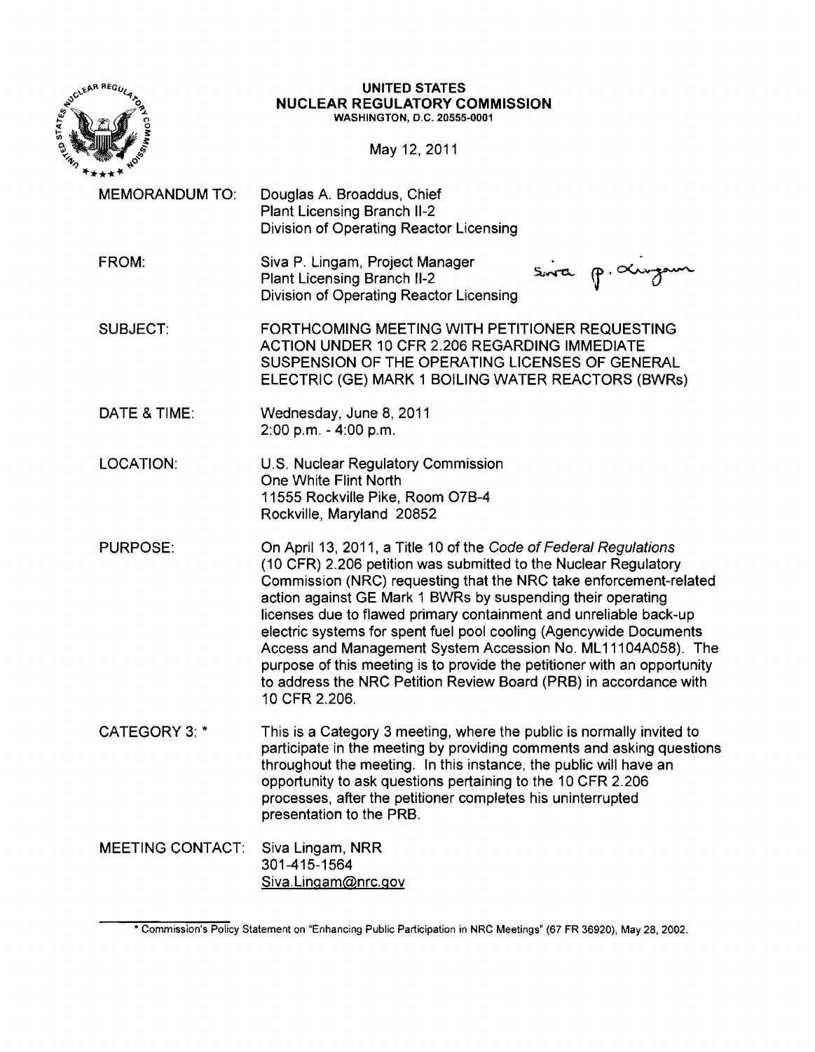**UNITED STATES**
**NUCLEAR REGULATORY COMMISSION**
WASHINGTON, D.C. 20555-0001

May 12, 2011

MEMORANDUM TO: Douglas A. Broaddus, Chief
Plant Licensing Branch II-2
Division of Operating Reactor Licensing

FROM: Siva P. Lingam, Project Manager
Plant Licensing Branch II-2
Division of Operating Reactor Licensing

SUBJECT: FORTHCOMING MEETING WITH PETITIONER REQUESTING ACTION UNDER 10 CFR 2.206 REGARDING IMMEDIATE SUSPENSION OF THE OPERATING LICENSES OF GENERAL ELECTRIC (GE) MARK 1 BOILING WATER REACTORS (BWRs)

DATE & TIME: Wednesday, June 8, 2011
2:00 p.m. - 4:00 p.m.

LOCATION: U.S. Nuclear Regulatory Commission
One White Flint North
11555 Rockville Pike, Room O7B-4
Rockville, Maryland 20852

PURPOSE: On April 13, 2011, a Title 10 of the *Code of Federal Regulations* (10 CFR) 2.206 petition was submitted to the Nuclear Regulatory Commission (NRC) requesting that the NRC take enforcement-related action against GE Mark 1 BWRs by suspending their operating licenses due to flawed primary containment and unreliable back-up electric systems for spent fuel pool cooling (Agencywide Documents Access and Management System Accession No. ML11104A058). The purpose of this meeting is to provide the petitioner with an opportunity to address the NRC Petition Review Board (PRB) in accordance with 10 CFR 2.206.

CATEGORY 3: * This is a Category 3 meeting, where the public is normally invited to participate in the meeting by providing comments and asking questions throughout the meeting. In this instance, the public will have an opportunity to ask questions pertaining to the 10 CFR 2.206 processes, after the petitioner completes his uninterrupted presentation to the PRB.

MEETING CONTACT: Siva Lingam, NRR
301-415-1564
Siva.Lingam@nrc.gov

\* Commission's Policy Statement on "Enhancing Public Participation in NRC Meetings" (67 FR 36920), May 28, 2002.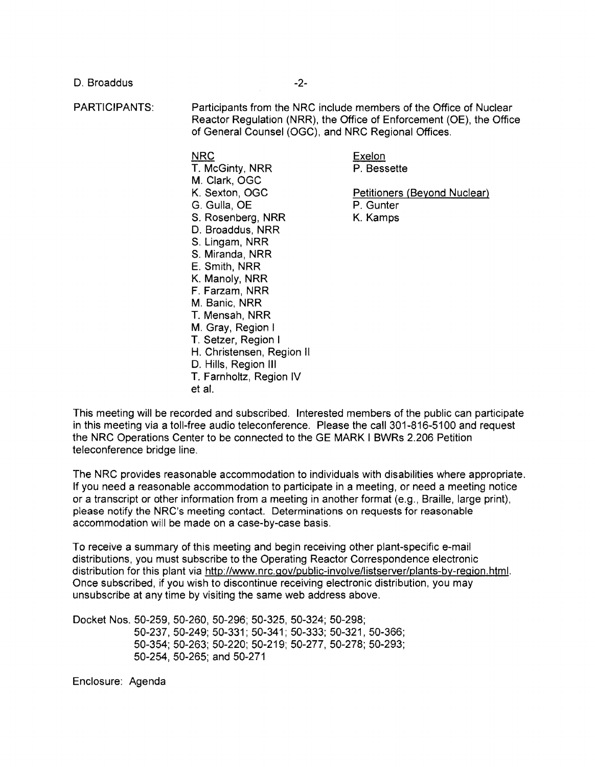PARTICIPANTS: Participants from the NRC include members of the Office of Nuclear Reactor Regulation (NRR), the Office of Enforcement (OE), the Office of General Counsel (OGC), and NRC Regional Offices.

NRC
T. McGinty, NRR
M. Clark, OGC
K. Sexton, OGC
G. Gulla, OE
S. Rosenberg, NRR
D. Broaddus, NRR
S. Lingam, NRR
S. Miranda, NRR
E. Smith, NRR
K. Manoly, NRR
F. Farzam, NRR
M. Banic, NRR
T. Mensah, NRR
M. Gray, Region I
T. Setzer, Region I
H. Christensen, Region II
D. Hills, Region III
T. Farnholtz, Region IV
et al.

Exelon
P. Bessette

Petitioners (Beyond Nuclear)
P. Gunter
K. Kamps

This meeting will be recorded and subscribed. Interested members of the public can participate in this meeting via a toll-free audio teleconference. Please the call 301-816-5100 and request the NRC Operations Center to be connected to the GE MARK I BWRs 2.206 Petition teleconference bridge line.

The NRC provides reasonable accommodation to individuals with disabilities where appropriate. If you need a reasonable accommodation to participate in a meeting, or need a meeting notice or a transcript or other information from a meeting in another format (e.g., Braille, large print), please notify the NRC's meeting contact. Determinations on requests for reasonable accommodation will be made on a case-by-case basis.

To receive a summary of this meeting and begin receiving other plant-specific e-mail distributions, you must subscribe to the Operating Reactor Correspondence electronic distribution for this plant via http://www.nrc.gov/public-involve/listserver/plants-by-region.html. Once subscribed, if you wish to discontinue receiving electronic distribution, you may unsubscribe at any time by visiting the same web address above.

Docket Nos. 50-259, 50-260, 50-296; 50-325, 50-324; 50-298; 50-237, 50-249; 50-331; 50-341; 50-333; 50-321, 50-366; 50-354; 50-263; 50-220; 50-219; 50-277, 50-278; 50-293; 50-254, 50-265; and 50-271

Enclosure: Agenda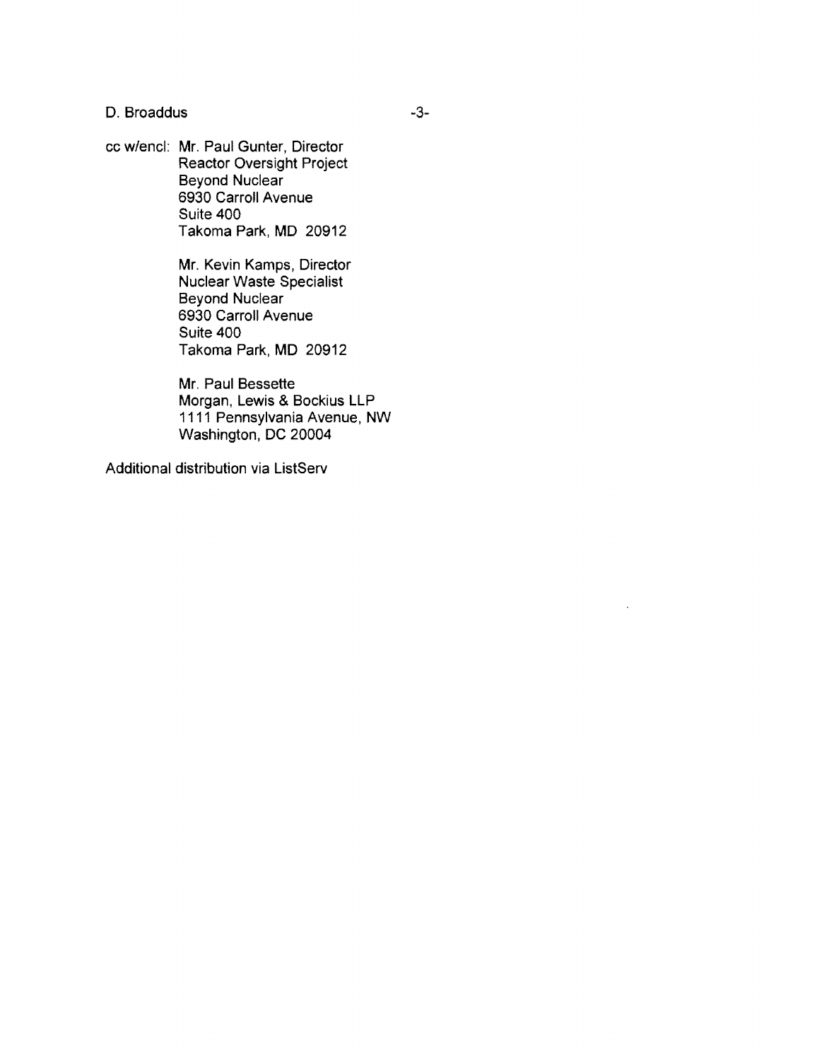D. Broaddus

cc w/encl: Mr. Paul Gunter, Director
Reactor Oversight Project
Beyond Nuclear
6930 Carroll Avenue
Suite 400
Takoma Park, MD 20912

Mr. Kevin Kamps, Director
Nuclear Waste Specialist
Beyond Nuclear
6930 Carroll Avenue
Suite 400
Takoma Park, MD 20912

Mr. Paul Bessette
Morgan, Lewis & Bockius LLP
1111 Pennsylvania Avenue, NW
Washington, DC 20004

Additional distribution via ListServ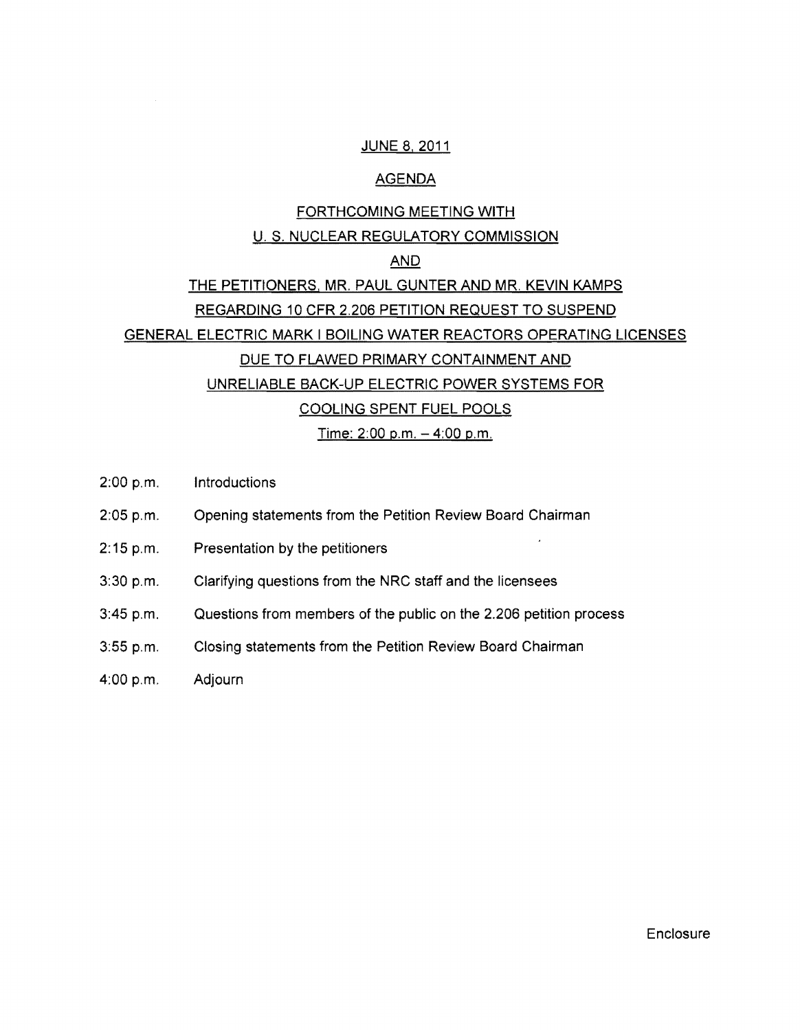JUNE 8, 2011

AGENDA

FORTHCOMING MEETING WITH
U. S. NUCLEAR REGULATORY COMMISSION
AND
THE PETITIONERS, MR. PAUL GUNTER AND MR. KEVIN KAMPS
REGARDING 10 CFR 2.206 PETITION REQUEST TO SUSPEND
GENERAL ELECTRIC MARK I BOILING WATER REACTORS OPERATING LICENSES
DUE TO FLAWED PRIMARY CONTAINMENT AND
UNRELIABLE BACK-UP ELECTRIC POWER SYSTEMS FOR
COOLING SPENT FUEL POOLS

Time: 2:00 p.m. – 4:00 p.m.

| | |
|---|---|
| 2:00 p.m. | Introductions |
| 2:05 p.m. | Opening statements from the Petition Review Board Chairman |
| 2:15 p.m. | Presentation by the petitioners |
| 3:30 p.m. | Clarifying questions from the NRC staff and the licensees |
| 3:45 p.m. | Questions from members of the public on the 2.206 petition process |
| 3:55 p.m. | Closing statements from the Petition Review Board Chairman |
| 4:00 p.m. | Adjourn |

Enclosure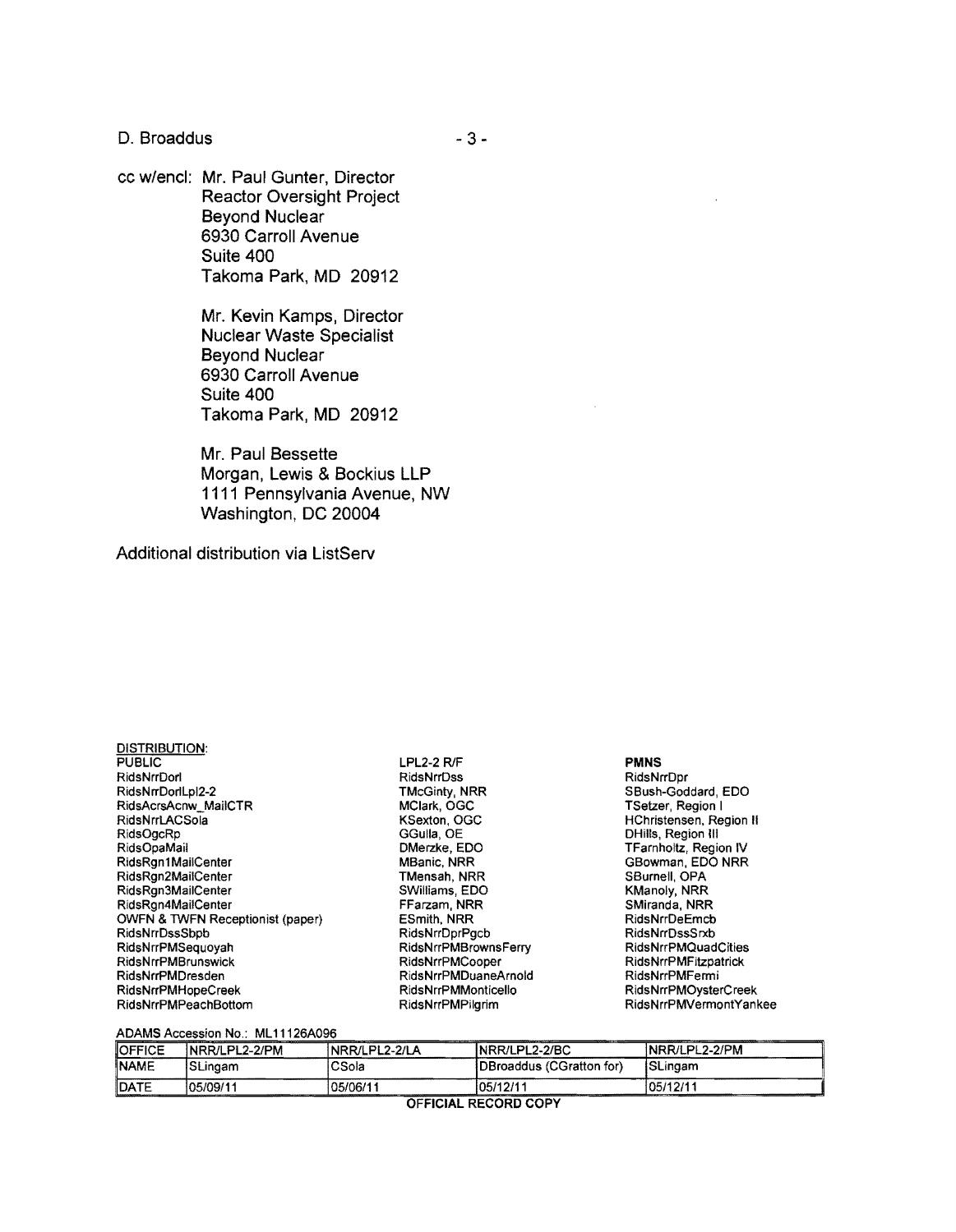cc w/encl: Mr. Paul Gunter, Director
Reactor Oversight Project
Beyond Nuclear
6930 Carroll Avenue
Suite 400
Takoma Park, MD 20912

Mr. Kevin Kamps, Director
Nuclear Waste Specialist
Beyond Nuclear
6930 Carroll Avenue
Suite 400
Takoma Park, MD 20912

Mr. Paul Bessette
Morgan, Lewis & Bockius LLP
1111 Pennsylvania Avenue, NW
Washington, DC 20004

Additional distribution via ListServ

DISTRIBUTION:

| | | |
|---|---|---|
| PUBLIC | LPL2-2 R/F | **PMNS** |
| RidsNrrDorl | RidsNrrDss | RidsNrrDpr |
| RidsNrrDorlLpl2-2 | TMcGinty, NRR | SBush-Goddard, EDO |
| RidsAcrsAcnw_MailCTR | MClark, OGC | TSetzer, Region I |
| RidsNrrLACSola | KSexton, OGC | HChristensen, Region II |
| RidsOgcRp | GGulla, OE | DHills, Region III |
| RidsOpaMail | DMerzke, EDO | TFarnholtz, Region IV |
| RidsRgn1MailCenter | MBanic, NRR | GBowman, EDO NRR |
| RidsRgn2MailCenter | TMensah, NRR | SBurnell, OPA |
| RidsRgn3MailCenter | SWilliams, EDO | KManoly, NRR |
| RidsRgn4MailCenter | FFarzam, NRR | SMiranda, NRR |
| OWFN & TWFN Receptionist (paper) | ESmith, NRR | RidsNrrDeEmcb |
| RidsNrrDssSbpb | RidsNrrDprPgcb | RidsNrrDssSrxb |
| RidsNrrPMSequoyah | RidsNrrPMBrownsFerry | RidsNrrPMQuadCities |
| RidsNrrPMBrunswick | RidsNrrPMCooper | RidsNrrPMFitzpatrick |
| RidsNrrPMDresden | RidsNrrPMDuaneArnold | RidsNrrPMFermi |
| RidsNrrPMHopeCreek | RidsNrrPMMonticello | RidsNrrPMOysterCreek |
| RidsNrrPMPeachBottom | RidsNrrPMPilgrim | RidsNrrPMVermontYankee |

ADAMS Accession No.: ML11126A096

| OFFICE | NRR/LPL2-2/PM | NRR/LPL2-2/LA | NRR/LPL2-2/BC | NRR/LPL2-2/PM |
|---|---|---|---|---|
| NAME | SLingam | CSola | DBroaddus (CGratton for) | SLingam |
| DATE | 05/09/11 | 05/06/11 | 05/12/11 | 05/12/11 |

**OFFICIAL RECORD COPY**